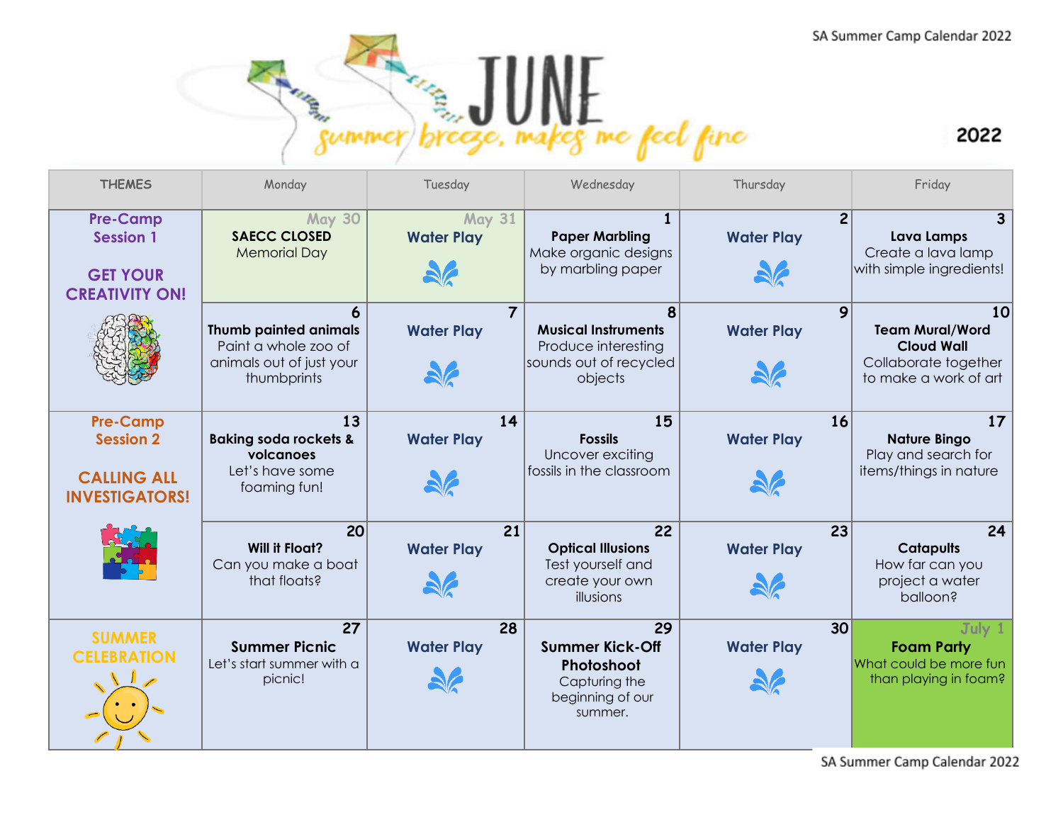# JUNE 2022

*summer breeze, makes me feel fine*

| THEMES | Monday | Tuesday | Wednesday | Thursday | Friday |
|---|---|---|---|---|---|
| **Pre-Camp Session 1**<br><br>**GET YOUR CREATIVITY ON!** | May 30<br>**SAECC CLOSED**<br>Memorial Day | May 31<br>**Water Play** | 1<br>**Paper Marbling**<br>Make organic designs by marbling paper | 2<br>**Water Play** | 3<br>**Lava Lamps**<br>Create a lava lamp with simple ingredients! |
| | 6<br>**Thumb painted animals**<br>Paint a whole zoo of animals out of just your thumbprints | 7<br>**Water Play** | 8<br>**Musical Instruments**<br>Produce interesting sounds out of recycled objects | 9<br>**Water Play** | 10<br>**Team Mural/Word Cloud Wall**<br>Collaborate together to make a work of art |
| **Pre-Camp Session 2**<br><br>**CALLING ALL INVESTIGATORS!** | 13<br>**Baking soda rockets & volcanoes**<br>Let's have some foaming fun! | 14<br>**Water Play** | 15<br>**Fossils**<br>Uncover exciting fossils in the classroom | 16<br>**Water Play** | 17<br>**Nature Bingo**<br>Play and search for items/things in nature |
| | 20<br>**Will it Float?**<br>Can you make a boat that floats? | 21<br>**Water Play** | 22<br>**Optical Illusions**<br>Test yourself and create your own illusions | 23<br>**Water Play** | 24<br>**Catapults**<br>How far can you project a water balloon? |
| **SUMMER CELEBRATION** | 27<br>**Summer Picnic**<br>Let's start summer with a picnic! | 28<br>**Water Play** | 29<br>**Summer Kick-Off Photoshoot**<br>Capturing the beginning of our summer. | 30<br>**Water Play** | July 1<br>**Foam Party**<br>What could be more fun than playing in foam? |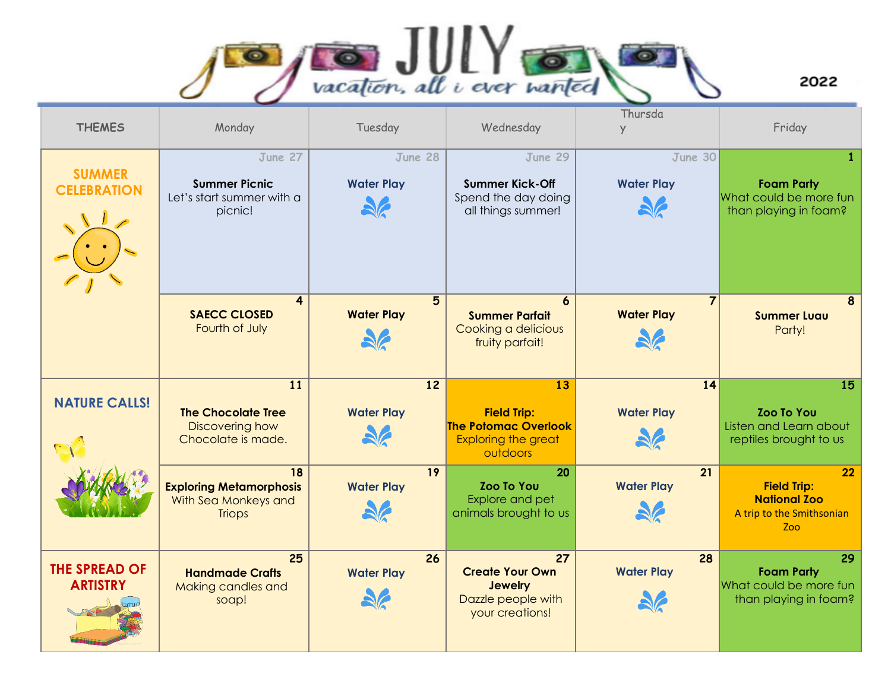# JULY

*vacation, all i ever wanted*

2022

| THEMES | Monday | Tuesday | Wednesday | Thursday | Friday |
|---|---|---|---|---|---|
| SUMMER CELEBRATION | June 27<br>**Summer Picnic**<br>Let's start summer with a picnic! | June 28<br>**Water Play** | June 29<br>**Summer Kick-Off**<br>Spend the day doing all things summer! | June 30<br>**Water Play** | 1<br>**Foam Party**<br>What could be more fun than playing in foam? |
| | 4<br>**SAECC CLOSED**<br>Fourth of July | 5<br>**Water Play** | 6<br>**Summer Parfait**<br>Cooking a delicious fruity parfait! | 7<br>**Water Play** | 8<br>**Summer Luau**<br>Party! |
| NATURE CALLS! | 11<br>**The Chocolate Tree**<br>Discovering how Chocolate is made. | 12<br>**Water Play** | 13<br>**Field Trip: The Potomac Overlook**<br>Exploring the great outdoors | 14<br>**Water Play** | 15<br>**Zoo To You**<br>Listen and Learn about reptiles brought to us |
| | 18<br>**Exploring Metamorphosis**<br>With Sea Monkeys and Triops | 19<br>**Water Play** | 20<br>**Zoo To You**<br>Explore and pet animals brought to us | 21<br>**Water Play** | 22<br>**Field Trip: National Zoo**<br>A trip to the Smithsonian Zoo |
| THE SPREAD OF ARTISTRY | 25<br>**Handmade Crafts**<br>Making candles and soap! | 26<br>**Water Play** | 27<br>**Create Your Own Jewelry**<br>Dazzle people with your creations! | 28<br>**Water Play** | 29<br>**Foam Party**<br>What could be more fun than playing in foam? |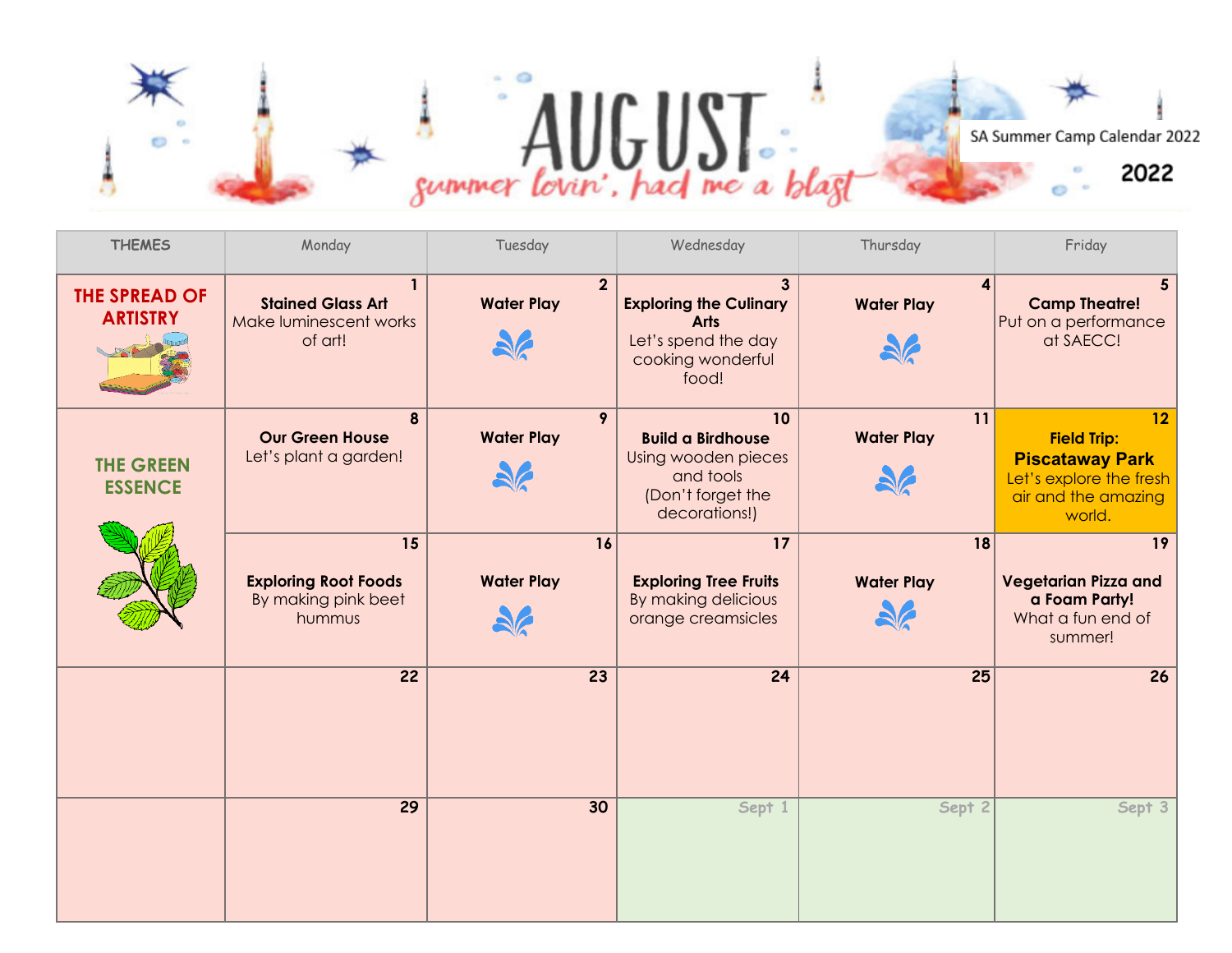# AUGUST

*summer lovin', had me a blast*

SA Summer Camp Calendar 2022

2022

| THEMES | Monday | Tuesday | Wednesday | Thursday | Friday |
|---|---|---|---|---|---|
| **THE SPREAD OF ARTISTRY** | 1 **Stained Glass Art** Make luminescent works of art! | 2 **Water Play** | 3 **Exploring the Culinary Arts** Let's spend the day cooking wonderful food! | 4 **Water Play** | 5 **Camp Theatre!** Put on a performance at SAECC! |
| **THE GREEN ESSENCE** | 8 **Our Green House** Let's plant a garden! | 9 **Water Play** | 10 **Build a Birdhouse** Using wooden pieces and tools (Don't forget the decorations!) | 11 **Water Play** | 12 **Field Trip: Piscataway Park** Let's explore the fresh air and the amazing world. |
| | 15 **Exploring Root Foods** By making pink beet hummus | 16 **Water Play** | 17 **Exploring Tree Fruits** By making delicious orange creamsicles | 18 **Water Play** | 19 **Vegetarian Pizza and a Foam Party!** What a fun end of summer! |
| | 22 | 23 | 24 | 25 | 26 |
| | 29 | 30 | Sept 1 | Sept 2 | Sept 3 |